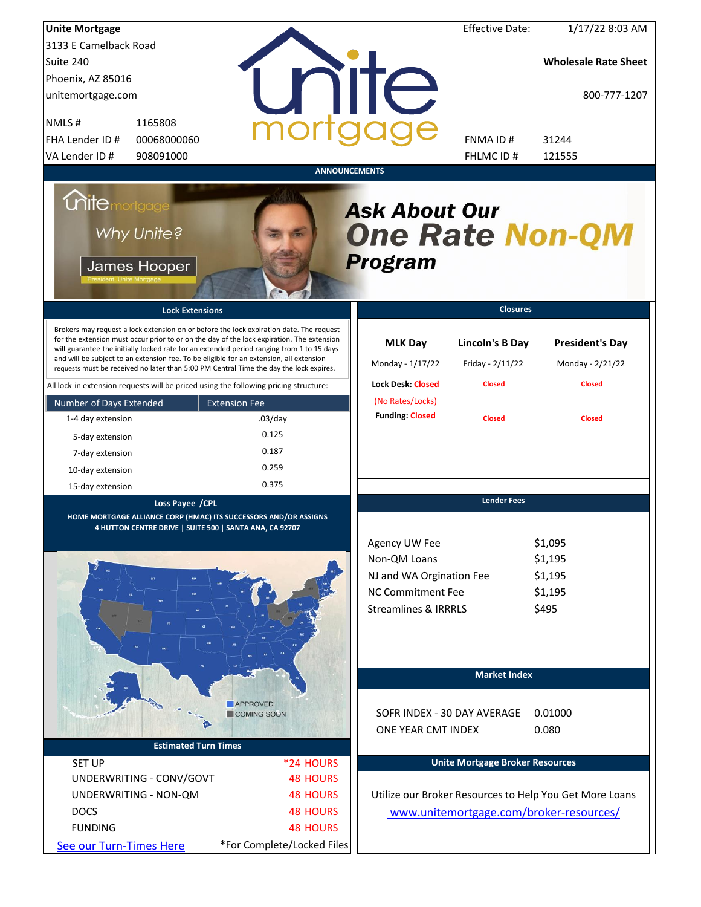**Unite Mortgage**
3133 E Camelback Road
Suite 240
Phoenix, AZ 85016
unitemortgage.com

Effective Date: 1/17/22 8:03 AM

**Wholesale Rate Sheet**

800-777-1207

| | |
|---|---|
| NMLS # | 1165808 |
| FHA Lender ID # | 00068000060 |
| VA Lender ID # | 908091000 |
| FNMA ID # | 31244 |
| FHLMC ID # | 121555 |

## ANNOUNCEMENTS

Why Unite?

James Hooper
President, Unite Mortgage

***Ask About Our One Rate Non-QM Program***

## Lock Extensions

Brokers may request a lock extension on or before the lock expiration date. The request for the extension must occur prior to or on the day of the lock expiration. The extension will guarantee the initially locked rate for an extended period ranging from 1 to 15 days and will be subject to an extension fee. To be eligible for an extension, all extension requests must be received no later than 5:00 PM Central Time the day the lock expires.

All lock-in extension requests will be priced using the following pricing structure:

| Number of Days Extended | Extension Fee |
|---|---|
| 1-4 day extension | .03/day |
| 5-day extension | 0.125 |
| 7-day extension | 0.187 |
| 10-day extension | 0.259 |
| 15-day extension | 0.375 |

## Closures

| | MLK Day | Lincoln's B Day | President's Day |
|---|---|---|---|
| | Monday - 1/17/22 | Friday - 2/11/22 | Monday - 2/21/22 |
| Lock Desk: | Closed (No Rates/Locks) | Closed | Closed |
| Funding: | Closed | Closed | Closed |

## Loss Payee /CPL

HOME MORTGAGE ALLIANCE CORP (HMAC) ITS SUCCESSORS AND/OR ASSIGNS
4 HUTTON CENTRE DRIVE | SUITE 500 | SANTA ANA, CA 92707

APPROVED
COMING SOON

## Lender Fees

| | |
|---|---|
| Agency UW Fee | $1,095 |
| Non-QM Loans | $1,195 |
| NJ and WA Orgination Fee | $1,195 |
| NC Commitment Fee | $1,195 |
| Streamlines & IRRRLS | $495 |

## Market Index

| | |
|---|---|
| SOFR INDEX - 30 DAY AVERAGE | 0.01000 |
| ONE YEAR CMT INDEX | 0.080 |

## Estimated Turn Times

| | |
|---|---|
| SET UP | *24 HOURS |
| UNDERWRITING - CONV/GOVT | 48 HOURS |
| UNDERWRITING - NON-QM | 48 HOURS |
| DOCS | 48 HOURS |
| FUNDING | 48 HOURS |

See our Turn-Times Here

*For Complete/Locked Files

## Unite Mortgage Broker Resources

Utilize our Broker Resources to Help You Get More Loans

www.unitemortgage.com/broker-resources/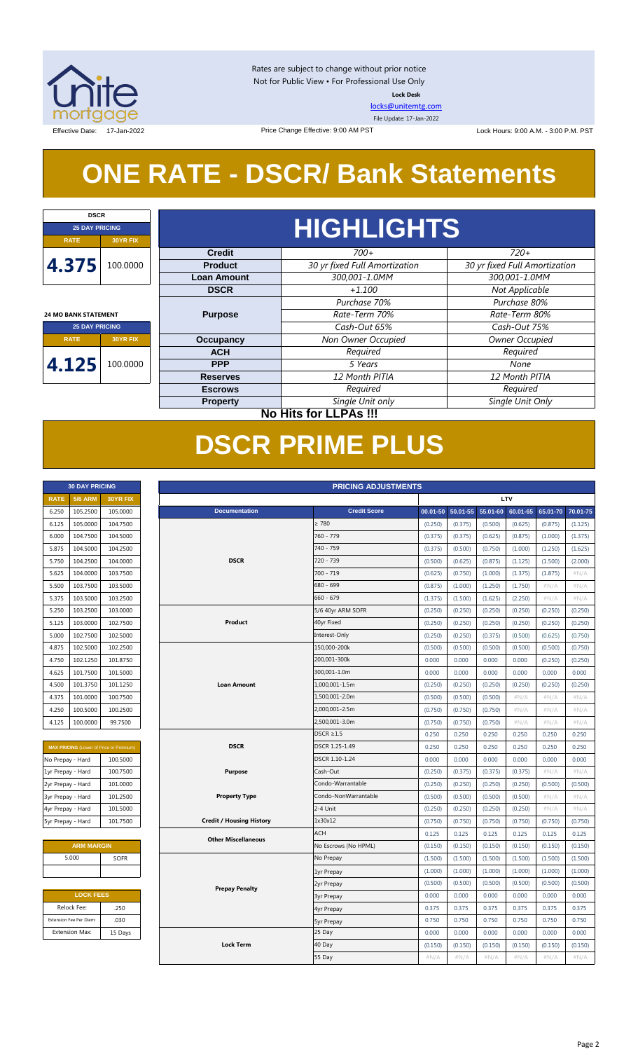Rates are subject to change without prior notice
Not for Public View • For Professional Use Only
**Lock Desk**
locks@unitemtg.com
File Update: 17-Jan-2022

Effective Date: 17-Jan-2022 | Price Change Effective: 9:00 AM PST | Lock Hours: 9:00 A.M. - 3:00 P.M. PST

# ONE RATE - DSCR/ Bank Statements

| DSCR | |
|---|---|
| 25 DAY PRICING | |
| RATE | 30YR FIX |
| 4.375 | 100.0000 |

| 24 MO BANK STATEMENT | |
|---|---|
| 25 DAY PRICING | |
| RATE | 30YR FIX |
| 4.125 | 100.0000 |

## HIGHLIGHTS

| | | |
|---|---|---|
| **Credit** | *700+* | *720+* |
| **Product** | *30 yr fixed Full Amortization* | *30 yr fixed Full Amortization* |
| **Loan Amount** | *300,001-1.0MM* | *300,001-1.0MM* |
| **DSCR** | *+1.100* | *Not Applicable* |
| **Purpose** | *Purchase 70%*<br>*Rate-Term 70%*<br>*Cash-Out 65%* | *Purchase 80%*<br>*Rate-Term 80%*<br>*Cash-Out 75%* |
| **Occupancy** | *Non Owner Occupied* | *Owner Occupied* |
| **ACH** | *Required* | *Required* |
| **PPP** | *5 Years* | *None* |
| **Reserves** | *12 Month PITIA* | *12 Month PITIA* |
| **Escrows** | *Required* | *Required* |
| **Property** | *Single Unit only* | *Single Unit Only* |

**No Hits for LLPAs !!!**

# DSCR PRIME PLUS

| 30 DAY PRICING | | |
|---|---|---|
| RATE | 5/6 ARM | 30YR FIX |
| 6.250 | 105.2500 | 105.0000 |
| 6.125 | 105.0000 | 104.7500 |
| 6.000 | 104.7500 | 104.5000 |
| 5.875 | 104.5000 | 104.2500 |
| 5.750 | 104.2500 | 104.0000 |
| 5.625 | 104.0000 | 103.7500 |
| 5.500 | 103.7500 | 103.5000 |
| 5.375 | 103.5000 | 103.2500 |
| 5.250 | 103.2500 | 103.0000 |
| 5.125 | 103.0000 | 102.7500 |
| 5.000 | 102.7500 | 102.5000 |
| 4.875 | 102.5000 | 102.2500 |
| 4.750 | 102.1250 | 101.8750 |
| 4.625 | 101.7500 | 101.5000 |
| 4.500 | 101.3750 | 101.1250 |
| 4.375 | 101.0000 | 100.7500 |
| 4.250 | 100.5000 | 100.2500 |
| 4.125 | 100.0000 | 99.7500 |

| MAX PRICING (Lower of Price or Premium) | |
|---|---|
| No Prepay - Hard | 100.5000 |
| 1yr Prepay - Hard | 100.7500 |
| 2yr Prepay - Hard | 101.0000 |
| 3yr Prepay - Hard | 101.2500 |
| 4yr Prepay - Hard | 101.5000 |
| 5yr Prepay - Hard | 101.7500 |

| ARM MARGIN | |
|---|---|
| 5.000 | SOFR |

| LOCK FEES | |
|---|---|
| Relock Fee: | .250 |
| Extension Fee Per Diem: | .030 |
| Extension Max: | 15 Days |

| PRICING ADJUSTMENTS | | | | | | | |
|---|---|---|---|---|---|---|---|
| | | LTV | | | | | |
| Documentation | Credit Score | 00.01-50 | 50.01-55 | 55.01-60 | 60.01-65 | 65.01-70 | 70.01-75 |
| DSCR | ≥ 780 | (0.250) | (0.375) | (0.500) | (0.625) | (0.875) | (1.125) |
| | 760 - 779 | (0.375) | (0.375) | (0.625) | (0.875) | (1.000) | (1.375) |
| | 740 - 759 | (0.375) | (0.500) | (0.750) | (1.000) | (1.250) | (1.625) |
| | 720 - 739 | (0.500) | (0.625) | (0.875) | (1.125) | (1.500) | (2.000) |
| | 700 - 719 | (0.625) | (0.750) | (1.000) | (1.375) | (1.875) | #N/A |
| | 680 - 699 | (0.875) | (1.000) | (1.250) | (1.750) | #N/A | #N/A |
| | 660 - 679 | (1.375) | (1.500) | (1.625) | (2.250) | #N/A | #N/A |
| Product | 5/6 40yr ARM SOFR | (0.250) | (0.250) | (0.250) | (0.250) | (0.250) | (0.250) |
| | 40yr Fixed | (0.250) | (0.250) | (0.250) | (0.250) | (0.250) | (0.250) |
| | Interest-Only | (0.250) | (0.250) | (0.375) | (0.500) | (0.625) | (0.750) |
| Loan Amount | 150,000-200k | (0.500) | (0.500) | (0.500) | (0.500) | (0.500) | (0.750) |
| | 200,001-300k | 0.000 | 0.000 | 0.000 | 0.000 | (0.250) | (0.250) |
| | 300,001-1.0m | 0.000 | 0.000 | 0.000 | 0.000 | 0.000 | 0.000 |
| | 1,000,001-1.5m | (0.250) | (0.250) | (0.250) | (0.250) | (0.250) | (0.250) |
| | 1,500,001-2.0m | (0.500) | (0.500) | (0.500) | #N/A | #N/A | #N/A |
| | 2,000,001-2.5m | (0.750) | (0.750) | (0.750) | #N/A | #N/A | #N/A |
| | 2,500,001-3.0m | (0.750) | (0.750) | (0.750) | #N/A | #N/A | #N/A |
| DSCR | DSCR ≥1.5 | 0.250 | 0.250 | 0.250 | 0.250 | 0.250 | 0.250 |
| | DSCR 1.25-1.49 | 0.250 | 0.250 | 0.250 | 0.250 | 0.250 | 0.250 |
| | DSCR 1.10-1.24 | 0.000 | 0.000 | 0.000 | 0.000 | 0.000 | 0.000 |
| Purpose | Cash-Out | (0.250) | (0.375) | (0.375) | (0.375) | #N/A | #N/A |
| Property Type | Condo-Warrantable | (0.250) | (0.250) | (0.250) | (0.250) | (0.500) | (0.500) |
| | Condo-NonWarrantable | (0.500) | (0.500) | (0.500) | (0.500) | #N/A | #N/A |
| | 2-4 Unit | (0.250) | (0.250) | (0.250) | (0.250) | #N/A | #N/A |
| Credit / Housing History | 1x30x12 | (0.750) | (0.750) | (0.750) | (0.750) | (0.750) | (0.750) |
| Other Miscellaneous | ACH | 0.125 | 0.125 | 0.125 | 0.125 | 0.125 | 0.125 |
| | No Escrows (No HPML) | (0.150) | (0.150) | (0.150) | (0.150) | (0.150) | (0.150) |
| Prepay Penalty | No Prepay | (1.500) | (1.500) | (1.500) | (1.500) | (1.500) | (1.500) |
| | 1yr Prepay | (1.000) | (1.000) | (1.000) | (1.000) | (1.000) | (1.000) |
| | 2yr Prepay | (0.500) | (0.500) | (0.500) | (0.500) | (0.500) | (0.500) |
| | 3yr Prepay | 0.000 | 0.000 | 0.000 | 0.000 | 0.000 | 0.000 |
| | 4yr Prepay | 0.375 | 0.375 | 0.375 | 0.375 | 0.375 | 0.375 |
| | 5yr Prepay | 0.750 | 0.750 | 0.750 | 0.750 | 0.750 | 0.750 |
| Lock Term | 25 Day | 0.000 | 0.000 | 0.000 | 0.000 | 0.000 | 0.000 |
| | 40 Day | (0.150) | (0.150) | (0.150) | (0.150) | (0.150) | (0.150) |
| | 55 Day | #N/A | #N/A | #N/A | #N/A | #N/A | #N/A |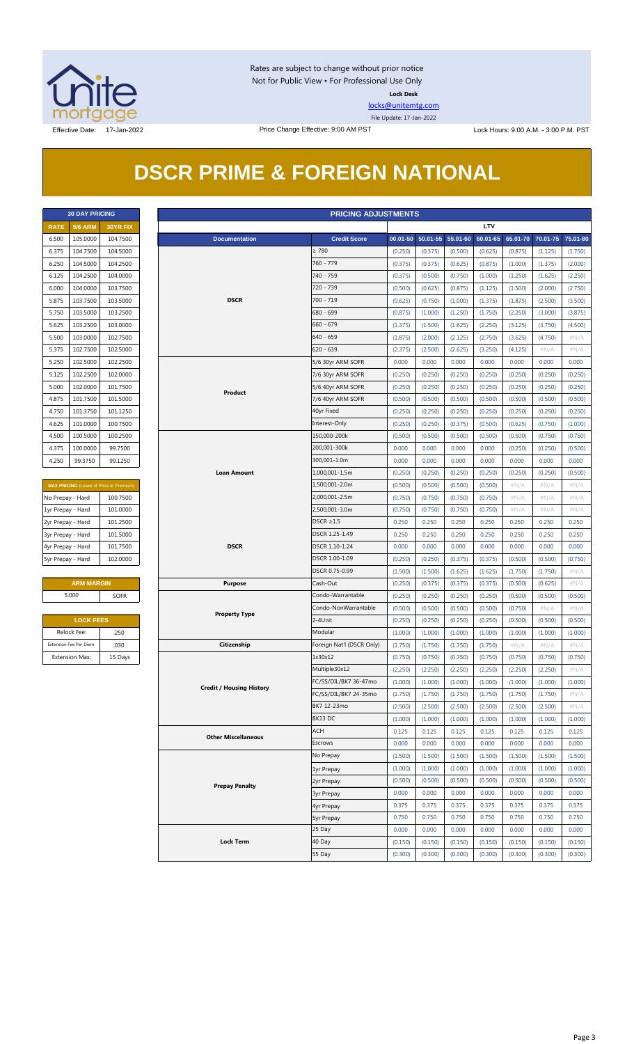Rates are subject to change without prior notice
Not for Public View • For Professional Use Only

**Lock Desk**

locks@unitemtg.com

File Update: 17-Jan-2022

Effective Date: 17-Jan-2022

Price Change Effective: 9:00 AM PST

Lock Hours: 9:00 A.M. - 3:00 P.M. PST

# DSCR PRIME & FOREIGN NATIONAL

| 30 DAY PRICING | | |
|---|---|---|
| RATE | 5/6 ARM | 30YR FIX |
| 6.500 | 105.0000 | 104.7500 |
| 6.375 | 104.7500 | 104.5000 |
| 6.250 | 104.5000 | 104.2500 |
| 6.125 | 104.2500 | 104.0000 |
| 6.000 | 104.0000 | 103.7500 |
| 5.875 | 103.7500 | 103.5000 |
| 5.750 | 103.5000 | 103.2500 |
| 5.625 | 103.2500 | 103.0000 |
| 5.500 | 103.0000 | 102.7500 |
| 5.375 | 102.7500 | 102.5000 |
| 5.250 | 102.5000 | 102.2500 |
| 5.125 | 102.2500 | 102.0000 |
| 5.000 | 102.0000 | 101.7500 |
| 4.875 | 101.7500 | 101.5000 |
| 4.750 | 101.3750 | 101.1250 |
| 4.625 | 101.0000 | 100.7500 |
| 4.500 | 100.5000 | 100.2500 |
| 4.375 | 100.0000 | 99.7500 |
| 4.250 | 99.3750 | 99.1250 |

| MAX PRICING (Lower of Price or Premium) | |
|---|---|
| No Prepay - Hard | 100.7500 |
| 1yr Prepay - Hard | 101.0000 |
| 2yr Prepay - Hard | 101.2500 |
| 3yr Prepay - Hard | 101.5000 |
| 4yr Prepay - Hard | 101.7500 |
| 5yr Prepay - Hard | 102.0000 |

| ARM MARGIN | |
|---|---|
| 5.000 | SOFR |

| LOCK FEES | |
|---|---|
| Relock Fee: | .250 |
| Extension Fee Per Diem: | .030 |
| Extension Max: | 15 Days |

| PRICING ADJUSTMENTS | | | | | | | | |
|---|---|---|---|---|---|---|---|---|
| | | LTV | | | | | | |
| Documentation | Credit Score | 00.01-50 | 50.01-55 | 55.01-60 | 60.01-65 | 65.01-70 | 70.01-75 | 75.01-80 |
| DSCR | ≥ 780 | (0.250) | (0.375) | (0.500) | (0.625) | (0.875) | (1.125) | (1.750) |
| | 760 - 779 | (0.375) | (0.375) | (0.625) | (0.875) | (1.000) | (1.375) | (2.000) |
| | 740 - 759 | (0.375) | (0.500) | (0.750) | (1.000) | (1.250) | (1.625) | (2.250) |
| | 720 - 739 | (0.500) | (0.625) | (0.875) | (1.125) | (1.500) | (2.000) | (2.750) |
| | 700 - 719 | (0.625) | (0.750) | (1.000) | (1.375) | (1.875) | (2.500) | (3.500) |
| | 680 - 699 | (0.875) | (1.000) | (1.250) | (1.750) | (2.250) | (3.000) | (3.875) |
| | 660 - 679 | (1.375) | (1.500) | (1.625) | (2.250) | (3.125) | (3.750) | (4.500) |
| | 640 - 659 | (1.875) | (2.000) | (2.125) | (2.750) | (3.625) | (4.750) | #N/A |
| | 620 - 639 | (2.375) | (2.500) | (2.625) | (3.250) | (4.125) | #N/A | #N/A |
| Product | 5/6 30yr ARM SOFR | 0.000 | 0.000 | 0.000 | 0.000 | 0.000 | 0.000 | 0.000 |
| | 7/6 30yr ARM SOFR | (0.250) | (0.250) | (0.250) | (0.250) | (0.250) | (0.250) | (0.250) |
| | 5/6 40yr ARM SOFR | (0.250) | (0.250) | (0.250) | (0.250) | (0.250) | (0.250) | (0.250) |
| | 7/6 40yr ARM SOFR | (0.500) | (0.500) | (0.500) | (0.500) | (0.500) | (0.500) | (0.500) |
| | 40yr Fixed | (0.250) | (0.250) | (0.250) | (0.250) | (0.250) | (0.250) | (0.250) |
| | Interest-Only | (0.250) | (0.250) | (0.375) | (0.500) | (0.625) | (0.750) | (1.000) |
| Loan Amount | 150,000-200k | (0.500) | (0.500) | (0.500) | (0.500) | (0.500) | (0.750) | (0.750) |
| | 200,001-300k | 0.000 | 0.000 | 0.000 | 0.000 | (0.250) | (0.250) | (0.500) |
| | 300,001-1.0m | 0.000 | 0.000 | 0.000 | 0.000 | 0.000 | 0.000 | 0.000 |
| | 1,000,001-1.5m | (0.250) | (0.250) | (0.250) | (0.250) | (0.250) | (0.250) | (0.500) |
| | 1,500,001-2.0m | (0.500) | (0.500) | (0.500) | (0.500) | #N/A | #N/A | #N/A |
| | 2,000,001-2.5m | (0.750) | (0.750) | (0.750) | (0.750) | #N/A | #N/A | #N/A |
| | 2,500,001-3.0m | (0.750) | (0.750) | (0.750) | (0.750) | #N/A | #N/A | #N/A |
| DSCR | DSCR ≥1.5 | 0.250 | 0.250 | 0.250 | 0.250 | 0.250 | 0.250 | 0.250 |
| | DSCR 1.25-1.49 | 0.250 | 0.250 | 0.250 | 0.250 | 0.250 | 0.250 | 0.250 |
| | DSCR 1.10-1.24 | 0.000 | 0.000 | 0.000 | 0.000 | 0.000 | 0.000 | 0.000 |
| | DSCR 1.00-1.09 | (0.250) | (0.250) | (0.375) | (0.375) | (0.500) | (0.500) | (0.750) |
| | DSCR 0.75-0.99 | (1.500) | (1.500) | (1.625) | (1.625) | (1.750) | (1.750) | #N/A |
| Purpose | Cash-Out | (0.250) | (0.375) | (0.375) | (0.375) | (0.500) | (0.625) | #N/A |
| Property Type | Condo-Warrantable | (0.250) | (0.250) | (0.250) | (0.250) | (0.500) | (0.500) | (0.500) |
| | Condo-NonWarrantable | (0.500) | (0.500) | (0.500) | (0.500) | (0.750) | #N/A | #N/A |
| | 2-4Unit | (0.250) | (0.250) | (0.250) | (0.250) | (0.500) | (0.500) | (0.500) |
| | Modular | (1.000) | (1.000) | (1.000) | (1.000) | (1.000) | (1.000) | (1.000) |
| Citizenship | Foreign Nat'l (DSCR Only) | (1.750) | (1.750) | (1.750) | (1.750) | #N/A | #N/A | #N/A |
| Credit / Housing History | 1x30x12 | (0.750) | (0.750) | (0.750) | (0.750) | (0.750) | (0.750) | (0.750) |
| | Multiple30x12 | (2.250) | (2.250) | (2.250) | (2.250) | (2.250) | (2.250) | #N/A |
| | FC/SS/DIL/BK7 36-47mo | (1.000) | (1.000) | (1.000) | (1.000) | (1.000) | (1.000) | (1.000) |
| | FC/SS/DIL/BK7 24-35mo | (1.750) | (1.750) | (1.750) | (1.750) | (1.750) | (1.750) | #N/A |
| | BK7 12-23mo | (2.500) | (2.500) | (2.500) | (2.500) | (2.500) | (2.500) | #N/A |
| | BK13 DC | (1.000) | (1.000) | (1.000) | (1.000) | (1.000) | (1.000) | (1.000) |
| Other Miscellaneous | ACH | 0.125 | 0.125 | 0.125 | 0.125 | 0.125 | 0.125 | 0.125 |
| | Escrows | 0.000 | 0.000 | 0.000 | 0.000 | 0.000 | 0.000 | 0.000 |
| Prepay Penalty | No Prepay | (1.500) | (1.500) | (1.500) | (1.500) | (1.500) | (1.500) | (1.500) |
| | 1yr Prepay | (1.000) | (1.000) | (1.000) | (1.000) | (1.000) | (1.000) | (1.000) |
| | 2yr Prepay | (0.500) | (0.500) | (0.500) | (0.500) | (0.500) | (0.500) | (0.500) |
| | 3yr Prepay | 0.000 | 0.000 | 0.000 | 0.000 | 0.000 | 0.000 | 0.000 |
| | 4yr Prepay | 0.375 | 0.375 | 0.375 | 0.375 | 0.375 | 0.375 | 0.375 |
| | 5yr Prepay | 0.750 | 0.750 | 0.750 | 0.750 | 0.750 | 0.750 | 0.750 |
| Lock Term | 25 Day | 0.000 | 0.000 | 0.000 | 0.000 | 0.000 | 0.000 | 0.000 |
| | 40 Day | (0.150) | (0.150) | (0.150) | (0.150) | (0.150) | (0.150) | (0.150) |
| | 55 Day | (0.300) | (0.300) | (0.300) | (0.300) | (0.300) | (0.300) | (0.300) |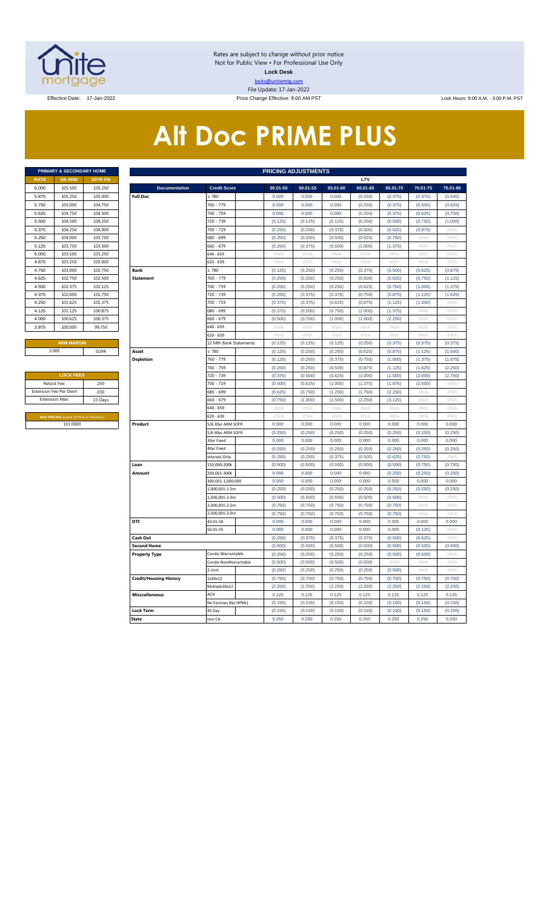Rates are subject to change without prior notice
Not for Public View • For Professional Use Only
**Lock Desk**
locks@unitemtg.com
File Update: 17-Jan-2022

Effective Date: 17-Jan-2022 | Price Change Effective: 9:00 AM PST | Lock Hours: 9:00 A.M. - 3:00 P.M. PST

# Alt Doc PRIME PLUS

| PRIMARY & SECONDARY HOME | | |
|---|---|---|
| RATE | 5/6 ARM | 30YR FIX |
| 6.000 | 105.500 | 105.250 |
| 5.875 | 105.250 | 105.000 |
| 5.750 | 105.000 | 104.750 |
| 5.625 | 104.750 | 104.500 |
| 5.500 | 104.500 | 104.250 |
| 5.375 | 104.250 | 104.000 |
| 5.250 | 104.000 | 103.750 |
| 5.125 | 103.750 | 103.500 |
| 5.000 | 103.500 | 103.250 |
| 4.875 | 103.250 | 103.000 |
| 4.750 | 103.000 | 102.750 |
| 4.625 | 102.750 | 102.500 |
| 4.500 | 102.375 | 102.125 |
| 4.375 | 102.000 | 101.750 |
| 4.250 | 101.625 | 101.375 |
| 4.125 | 101.125 | 100.875 |
| 4.000 | 100.625 | 100.375 |
| 3.875 | 100.000 | 99.750 |

| ARM MARGIN | |
|---|---|
| 5.000 | SOFR |

| LOCK FEES | |
|---|---|
| Relock Fee: | .250 |
| Extension Fee Per Diem | .030 |
| Extension Max: | 15 Days |

| MAX PRICING (Lower of Price or Premium) |
|---|
| 101.0000 |

| PRICING ADJUSTMENTS | | | | | | | | | |
|---|---|---|---|---|---|---|---|---|---|
| | | LTV | | | | | | | |
| Documentation | Credit Score | 00.01-50 | 50.01-55 | 55.01-60 | 60.01-65 | 65.01-70 | 70.01-75 | 75.01-80 |
| Full Doc | ≥ 780 | 0.000 | 0.000 | 0.000 | (0.250) | (0.375) | (0.375) | (0.500) |
| | 760 - 779 | 0.000 | 0.000 | 0.000 | (0.250) | (0.375) | (0.500) | (0.625) |
| | 740 - 759 | 0.000 | 0.000 | 0.000 | (0.250) | (0.375) | (0.625) | (0.750) |
| | 720 - 739 | (0.125) | (0.125) | (0.125) | (0.250) | (0.500) | (0.750) | (1.000) |
| | 700 - 719 | (0.250) | (0.250) | (0.375) | (0.500) | (0.625) | (0.875) | #N/A |
| | 680 - 699 | (0.250) | (0.250) | (0.500) | (0.625) | (0.750) | #N/A | #N/A |
| | 660 - 679 | (0.250) | (0.375) | (0.500) | (1.000) | (1.375) | #N/A | #N/A |
| | 640 - 659 | #N/A | #N/A | #N/A | #N/A | #N/A | #N/A | #N/A |
| | 620 - 639 | #N/A | #N/A | #N/A | #N/A | #N/A | #N/A | #N/A |
| Bank Statement | ≥ 780 | (0.125) | (0.250) | (0.250) | (0.375) | (0.500) | (0.625) | (0.875) |
| | 760 - 779 | (0.250) | (0.250) | (0.250) | (0.500) | (0.625) | (0.750) | (1.125) |
| | 740 - 759 | (0.250) | (0.250) | (0.250) | (0.625) | (0.750) | (1.000) | (1.375) |
| | 720 - 739 | (0.250) | (0.375) | (0.375) | (0.750) | (0.875) | (1.125) | (1.625) |
| | 700 - 719 | (0.375) | (0.375) | (0.625) | (0.875) | (1.125) | (1.500) | #N/A |
| | 680 - 699 | (0.375) | (0.500) | (0.750) | (1.000) | (1.375) | #N/A | #N/A |
| | 660 - 679 | (0.500) | (0.750) | (1.000) | (1.500) | (2.250) | #N/A | #N/A |
| | 640 - 659 | #N/A | #N/A | #N/A | #N/A | #N/A | #N/A | #N/A |
| | 620 - 639 | #N/A | #N/A | #N/A | #N/A | #N/A | #N/A | #N/A |
| | 12 Mth Bank Statements | (0.125) | (0.125) | (0.125) | (0.250) | (0.375) | (0.375) | (0.375) |
| Asset Depletion | ≥ 780 | (0.125) | (0.250) | (0.250) | (0.625) | (0.875) | (1.125) | (1.500) |
| | 760 - 779 | (0.125) | (0.250) | (0.375) | (0.750) | (1.000) | (1.375) | (1.875) |
| | 740 - 759 | (0.250) | (0.250) | (0.500) | (0.875) | (1.125) | (1.625) | (2.250) |
| | 720 - 739 | (0.375) | (0.500) | (0.625) | (1.000) | (1.500) | (2.000) | (2.750) |
| | 700 - 719 | (0.500) | (0.625) | (1.000) | (1.375) | (1.875) | (2.500) | #N/A |
| | 680 - 699 | (0.625) | (0.750) | (1.250) | (1.750) | (2.250) | #N/A | #N/A |
| | 660 - 679 | (0.750) | (1.000) | (1.500) | (2.250) | (3.125) | #N/A | #N/A |
| | 640 - 659 | #N/A | #N/A | #N/A | #N/A | #N/A | #N/A | #N/A |
| | 620 - 639 | #N/A | #N/A | #N/A | #N/A | #N/A | #N/A | #N/A |
| Product | 5/6 30yr ARM SOFR | 0.000 | 0.000 | 0.000 | 0.000 | 0.000 | 0.000 | 0.000 |
| | 5/6 40yr ARM SOFR | (0.250) | (0.250) | (0.250) | (0.250) | (0.250) | (0.250) | (0.250) |
| | 30yr Fixed | 0.000 | 0.000 | 0.000 | 0.000 | 0.000 | 0.000 | 0.000 |
| | 40yr Fixed | (0.250) | (0.250) | (0.250) | (0.250) | (0.250) | (0.250) | (0.250) |
| | Interest-Only | (0.250) | (0.250) | (0.375) | (0.500) | (0.625) | (0.750) | #N/A |
| Loan Amount | 150,000-200k | (0.500) | (0.500) | (0.500) | (0.500) | (0.500) | (0.750) | (0.750) |
| | 200,001-300k | 0.000 | 0.000 | 0.000 | 0.000 | (0.250) | (0.250) | (0.250) |
| | 300,001-1,000,000 | 0.000 | 0.000 | 0.000 | 0.000 | 0.000 | 0.000 | 0.000 |
| | 1,000,001-1.5m | (0.250) | (0.250) | (0.250) | (0.250) | (0.250) | (0.250) | (0.250) |
| | 1,500,001-2.0m | (0.500) | (0.500) | (0.500) | (0.500) | (0.500) | #N/A | #N/A |
| | 2,000,001-2.5m | (0.750) | (0.750) | (0.750) | (0.750) | (0.750) | #N/A | #N/A |
| | 2,500,001-3.0m | (0.750) | (0.750) | (0.750) | (0.750) | (0.750) | #N/A | #N/A |
| DTI | 43.01-50 | 0.000 | 0.000 | 0.000 | 0.000 | 0.000 | 0.000 | 0.000 |
| | 50.01-55 | 0.000 | 0.000 | 0.000 | 0.000 | 0.000 | (0.125) | #N/A |
| Cash Out | | (0.250) | (0.375) | (0.375) | (0.375) | (0.500) | (0.625) | #N/A |
| Second Home | | (0.500) | (0.500) | (0.500) | (0.500) | (0.500) | (0.500) | (0.500) |
| Property Type | Condo-Warrantable | (0.250) | (0.250) | (0.250) | (0.250) | (0.500) | (0.500) | #N/A |
| | Condo-NonWarrantable | (0.500) | (0.500) | (0.500) | (0.500) | #N/A | #N/A | #N/A |
| | 2-Unit | (0.250) | (0.250) | (0.250) | (0.250) | (0.500) | #N/A | #N/A |
| Credit/Housing History | 1x30x12 | (0.750) | (0.750) | (0.750) | (0.750) | (0.750) | (0.750) | (0.750) |
| | Multiple30x12 | (2.250) | (2.250) | (2.250) | (2.250) | (2.250) | (2.250) | (2.250) |
| Misccellaneous | ACH | 0.125 | 0.125 | 0.125 | 0.125 | 0.125 | 0.125 | 0.125 |
| | No Escrows (No HPML) | (0.150) | (0.150) | (0.150) | (0.150) | (0.150) | (0.150) | (0.150) |
| Lock Term | 45 Day | (0.150) | (0.150) | (0.150) | (0.150) | (0.150) | (0.150) | (0.150) |
| State | non CA | 0.250 | 0.250 | 0.250 | 0.250 | 0.250 | 0.250 | 0.250 |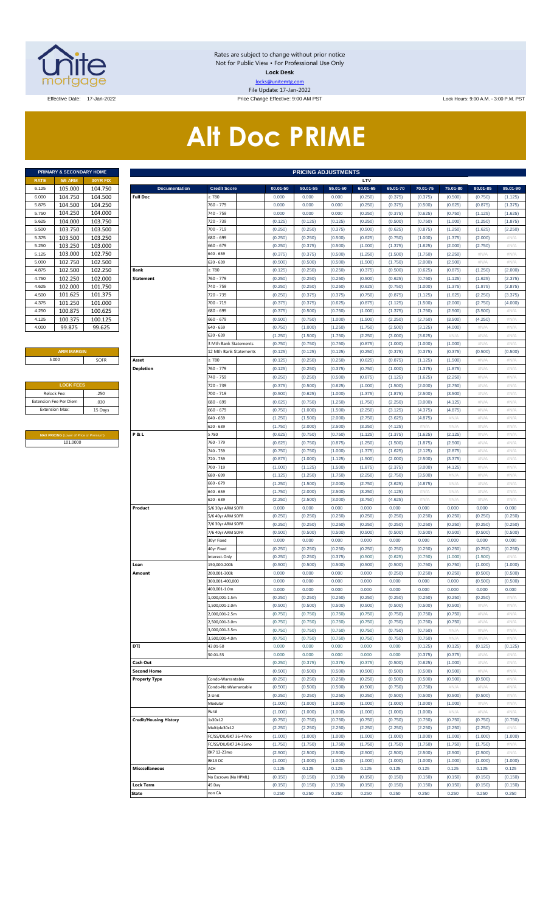Rates are subject to change without prior notice
Not for Public View • For Professional Use Only
**Lock Desk**
locks@unitemtg.com
File Update: 17-Jan-2022

Effective Date: 17-Jan-2022 | Price Change Effective: 9:00 AM PST | Lock Hours: 9:00 A.M. - 3:00 P.M. PST

# Alt Doc PRIME

| PRIMARY & SECONDARY HOME | | |
|---|---|---|
| RATE | 5/6 ARM | 30YR FIX |
| 6.125 | 105.000 | 104.750 |
| 6.000 | 104.750 | 104.500 |
| 5.875 | 104.500 | 104.250 |
| 5.750 | 104.250 | 104.000 |
| 5.625 | 104.000 | 103.750 |
| 5.500 | 103.750 | 103.500 |
| 5.375 | 103.500 | 103.250 |
| 5.250 | 103.250 | 103.000 |
| 5.125 | 103.000 | 102.750 |
| 5.000 | 102.750 | 102.500 |
| 4.875 | 102.500 | 102.250 |
| 4.750 | 102.250 | 102.000 |
| 4.625 | 102.000 | 101.750 |
| 4.500 | 101.625 | 101.375 |
| 4.375 | 101.250 | 101.000 |
| 4.250 | 100.875 | 100.625 |
| 4.125 | 100.375 | 100.125 |
| 4.000 | 99.875 | 99.625 |

| ARM MARGIN | |
|---|---|
| 5.000 | SOFR |

| LOCK FEES | |
|---|---|
| Relock Fee: | .250 |
| Extension Fee Per Diem | .030 |
| Extension Max: | 15 Days |

| MAX PRICING (Lower of Price or Premium) |
|---|
| 101.0000 |

| PRICING ADJUSTMENTS | | | | | | | | | | |
|---|---|---|---|---|---|---|---|---|---|---|
| | | LTV | | | | | | | | |
| Documentation | Credit Score | 00.01-50 | 50.01-55 | 55.01-60 | 60.01-65 | 65.01-70 | 70.01-75 | 75.01-80 | 80.01-85 | 85.01-90 |
| Full Doc | ≥ 780 | 0.000 | 0.000 | 0.000 | (0.250) | (0.375) | (0.375) | (0.500) | (0.750) | (1.125) |
| | 760 - 779 | 0.000 | 0.000 | 0.000 | (0.250) | (0.375) | (0.500) | (0.625) | (0.875) | (1.375) |
| | 740 - 759 | 0.000 | 0.000 | 0.000 | (0.250) | (0.375) | (0.625) | (0.750) | (1.125) | (1.625) |
| | 720 - 739 | (0.125) | (0.125) | (0.125) | (0.250) | (0.500) | (0.750) | (1.000) | (1.250) | (1.875) |
| | 700 - 719 | (0.250) | (0.250) | (0.375) | (0.500) | (0.625) | (0.875) | (1.250) | (1.625) | (2.250) |
| | 680 - 699 | (0.250) | (0.250) | (0.500) | (0.625) | (0.750) | (1.000) | (1.375) | (2.000) | #N/A |
| | 660 - 679 | (0.250) | (0.375) | (0.500) | (1.000) | (1.375) | (1.625) | (2.000) | (2.750) | #N/A |
| | 640 - 659 | (0.375) | (0.375) | (0.500) | (1.250) | (1.500) | (1.750) | (2.250) | #N/A | #N/A |
| | 620 - 639 | (0.500) | (0.500) | (0.500) | (1.500) | (1.750) | (2.000) | (2.500) | #N/A | #N/A |
| Bank Statement | ≥ 780 | (0.125) | (0.250) | (0.250) | (0.375) | (0.500) | (0.625) | (0.875) | (1.250) | (2.000) |
| | 760 - 779 | (0.250) | (0.250) | (0.250) | (0.500) | (0.625) | (0.750) | (1.125) | (1.625) | (2.375) |
| | 740 - 759 | (0.250) | (0.250) | (0.250) | (0.625) | (0.750) | (1.000) | (1.375) | (1.875) | (2.875) |
| | 720 - 739 | (0.250) | (0.375) | (0.375) | (0.750) | (0.875) | (1.125) | (1.625) | (2.250) | (3.375) |
| | 700 - 719 | (0.375) | (0.375) | (0.625) | (0.875) | (1.125) | (1.500) | (2.000) | (2.750) | (4.000) |
| | 680 - 699 | (0.375) | (0.500) | (0.750) | (1.000) | (1.375) | (1.750) | (2.500) | (3.500) | #N/A |
| | 660 - 679 | (0.500) | (0.750) | (1.000) | (1.500) | (2.250) | (2.750) | (3.500) | (4.250) | #N/A |
| | 640 - 659 | (0.750) | (1.000) | (1.250) | (1.750) | (2.500) | (3.125) | (4.000) | #N/A | #N/A |
| | 620 - 639 | (1.250) | (1.500) | (1.750) | (2.250) | (3.000) | (3.625) | #N/A | #N/A | #N/A |
| | 3 Mth Bank Statements | (0.750) | (0.750) | (0.750) | (0.875) | (1.000) | (1.000) | (1.000) | #N/A | #N/A |
| | 12 Mth Bank Statements | (0.125) | (0.125) | (0.125) | (0.250) | (0.375) | (0.375) | (0.375) | (0.500) | (0.500) |
| Asset Depletion | ≥ 780 | (0.125) | (0.250) | (0.250) | (0.625) | (0.875) | (1.125) | (1.500) | #N/A | #N/A |
| | 760 - 779 | (0.125) | (0.250) | (0.375) | (0.750) | (1.000) | (1.375) | (1.875) | #N/A | #N/A |
| | 740 - 759 | (0.250) | (0.250) | (0.500) | (0.875) | (1.125) | (1.625) | (2.250) | #N/A | #N/A |
| | 720 - 739 | (0.375) | (0.500) | (0.625) | (1.000) | (1.500) | (2.000) | (2.750) | #N/A | #N/A |
| | 700 - 719 | (0.500) | (0.625) | (1.000) | (1.375) | (1.875) | (2.500) | (3.500) | #N/A | #N/A |
| | 680 - 699 | (0.625) | (0.750) | (1.250) | (1.750) | (2.250) | (3.000) | (4.125) | #N/A | #N/A |
| | 660 - 679 | (0.750) | (1.000) | (1.500) | (2.250) | (3.125) | (4.375) | (4.875) | #N/A | #N/A |
| | 640 - 659 | (1.250) | (1.500) | (2.000) | (2.750) | (3.625) | (4.875) | #N/A | #N/A | #N/A |
| | 620 - 639 | (1.750) | (2.000) | (2.500) | (3.250) | (4.125) | #N/A | #N/A | #N/A | #N/A |
| P & L | ≥ 780 | (0.625) | (0.750) | (0.750) | (1.125) | (1.375) | (1.625) | (2.125) | #N/A | #N/A |
| | 760 - 779 | (0.625) | (0.750) | (0.875) | (1.250) | (1.500) | (1.875) | (2.500) | #N/A | #N/A |
| | 740 - 759 | (0.750) | (0.750) | (1.000) | (1.375) | (1.625) | (2.125) | (2.875) | #N/A | #N/A |
| | 720 - 739 | (0.875) | (1.000) | (1.125) | (1.500) | (2.000) | (2.500) | (3.375) | #N/A | #N/A |
| | 700 - 719 | (1.000) | (1.125) | (1.500) | (1.875) | (2.375) | (3.000) | (4.125) | #N/A | #N/A |
| | 680 - 699 | (1.125) | (1.250) | (1.750) | (2.250) | (2.750) | (3.500) | #N/A | #N/A | #N/A |
| | 660 - 679 | (1.250) | (1.500) | (2.000) | (2.750) | (3.625) | (4.875) | #N/A | #N/A | #N/A |
| | 640 - 659 | (1.750) | (2.000) | (2.500) | (3.250) | (4.125) | #N/A | #N/A | #N/A | #N/A |
| | 620 - 639 | (2.250) | (2.500) | (3.000) | (3.750) | (4.625) | #N/A | #N/A | #N/A | #N/A |
| Product | 5/6 30yr ARM SOFR | 0.000 | 0.000 | 0.000 | 0.000 | 0.000 | 0.000 | 0.000 | 0.000 | 0.000 |
| | 5/6 40yr ARM SOFR | (0.250) | (0.250) | (0.250) | (0.250) | (0.250) | (0.250) | (0.250) | (0.250) | (0.250) |
| | 7/6 30yr ARM SOFR | (0.250) | (0.250) | (0.250) | (0.250) | (0.250) | (0.250) | (0.250) | (0.250) | (0.250) |
| | 7/6 40yr ARM SOFR | (0.500) | (0.500) | (0.500) | (0.500) | (0.500) | (0.500) | (0.500) | (0.500) | (0.500) |
| | 30yr Fixed | 0.000 | 0.000 | 0.000 | 0.000 | 0.000 | 0.000 | 0.000 | 0.000 | 0.000 |
| | 40yr Fixed | (0.250) | (0.250) | (0.250) | (0.250) | (0.250) | (0.250) | (0.250) | (0.250) | (0.250) |
| | Interest-Only | (0.250) | (0.250) | (0.375) | (0.500) | (0.625) | (0.750) | (1.000) | (1.500) | #N/A |
| Loan Amount | 150,000-200k | (0.500) | (0.500) | (0.500) | (0.500) | (0.500) | (0.750) | (0.750) | (1.000) | (1.000) |
| | 200,001-300k | 0.000 | 0.000 | 0.000 | 0.000 | (0.250) | (0.250) | (0.250) | (0.500) | (0.500) |
| | 300,001-400,000 | 0.000 | 0.000 | 0.000 | 0.000 | 0.000 | 0.000 | 0.000 | (0.500) | (0.500) |
| | 400,001-1.0m | 0.000 | 0.000 | 0.000 | 0.000 | 0.000 | 0.000 | 0.000 | 0.000 | 0.000 |
| | 1,000,001-1.5m | (0.250) | (0.250) | (0.250) | (0.250) | (0.250) | (0.250) | (0.250) | (0.250) | #N/A |
| | 1,500,001-2.0m | (0.500) | (0.500) | (0.500) | (0.500) | (0.500) | (0.500) | (0.500) | #N/A | #N/A |
| | 2,000,001-2.5m | (0.750) | (0.750) | (0.750) | (0.750) | (0.750) | (0.750) | (0.750) | #N/A | #N/A |
| | 2,500,001-3.0m | (0.750) | (0.750) | (0.750) | (0.750) | (0.750) | (0.750) | (0.750) | #N/A | #N/A |
| | 3,000,001-3.5m | (0.750) | (0.750) | (0.750) | (0.750) | (0.750) | (0.750) | #N/A | #N/A | #N/A |
| | 3,500,001-4.0m | (0.750) | (0.750) | (0.750) | (0.750) | (0.750) | (0.750) | #N/A | #N/A | #N/A |
| DTI | 43.01-50 | 0.000 | 0.000 | 0.000 | 0.000 | 0.000 | (0.125) | (0.125) | (0.125) | (0.125) |
| | 50.01-55 | 0.000 | 0.000 | 0.000 | 0.000 | 0.000 | (0.375) | (0.375) | #N/A | #N/A |
| Cash Out | | (0.250) | (0.375) | (0.375) | (0.375) | (0.500) | (0.625) | (1.000) | #N/A | #N/A |
| Second Home | | (0.500) | (0.500) | (0.500) | (0.500) | (0.500) | (0.500) | (0.500) | #N/A | #N/A |
| Property Type | Condo-Warrantable | (0.250) | (0.250) | (0.250) | (0.250) | (0.500) | (0.500) | (0.500) | (0.500) | #N/A |
| | Condo-NonWarrantable | (0.500) | (0.500) | (0.500) | (0.500) | (0.750) | (0.750) | #N/A | #N/A | #N/A |
| | 2-Unit | (0.250) | (0.250) | (0.250) | (0.250) | (0.500) | (0.500) | (0.500) | (0.500) | #N/A |
| | Modular | (1.000) | (1.000) | (1.000) | (1.000) | (1.000) | (1.000) | (1.000) | #N/A | #N/A |
| | Rural | (1.000) | (1.000) | (1.000) | (1.000) | (1.000) | (1.000) | #N/A | #N/A | #N/A |
| Credit/Housing History | 1x30x12 | (0.750) | (0.750) | (0.750) | (0.750) | (0.750) | (0.750) | (0.750) | (0.750) | (0.750) |
| | Multiple30x12 | (2.250) | (2.250) | (2.250) | (2.250) | (2.250) | (2.250) | (2.250) | (2.250) | #N/A |
| | FC/SS/DIL/BK7 36-47mo | (1.000) | (1.000) | (1.000) | (1.000) | (1.000) | (1.000) | (1.000) | (1.000) | (1.000) |
| | FC/SS/DIL/BK7 24-35mo | (1.750) | (1.750) | (1.750) | (1.750) | (1.750) | (1.750) | (1.750) | (1.750) | #N/A |
| | BK7 12-23mo | (2.500) | (2.500) | (2.500) | (2.500) | (2.500) | (2.500) | (2.500) | (2.500) | #N/A |
| | BK13 DC | (1.000) | (1.000) | (1.000) | (1.000) | (1.000) | (1.000) | (1.000) | (1.000) | (1.000) |
| Misccellaneous | ACH | 0.125 | 0.125 | 0.125 | 0.125 | 0.125 | 0.125 | 0.125 | 0.125 | 0.125 |
| | No Escrows (No HPML) | (0.150) | (0.150) | (0.150) | (0.150) | (0.150) | (0.150) | (0.150) | (0.150) | (0.150) |
| Lock Term | 45 Day | (0.150) | (0.150) | (0.150) | (0.150) | (0.150) | (0.150) | (0.150) | (0.150) | (0.150) |
| State | non CA | 0.250 | 0.250 | 0.250 | 0.250 | 0.250 | 0.250 | 0.250 | 0.250 | 0.250 |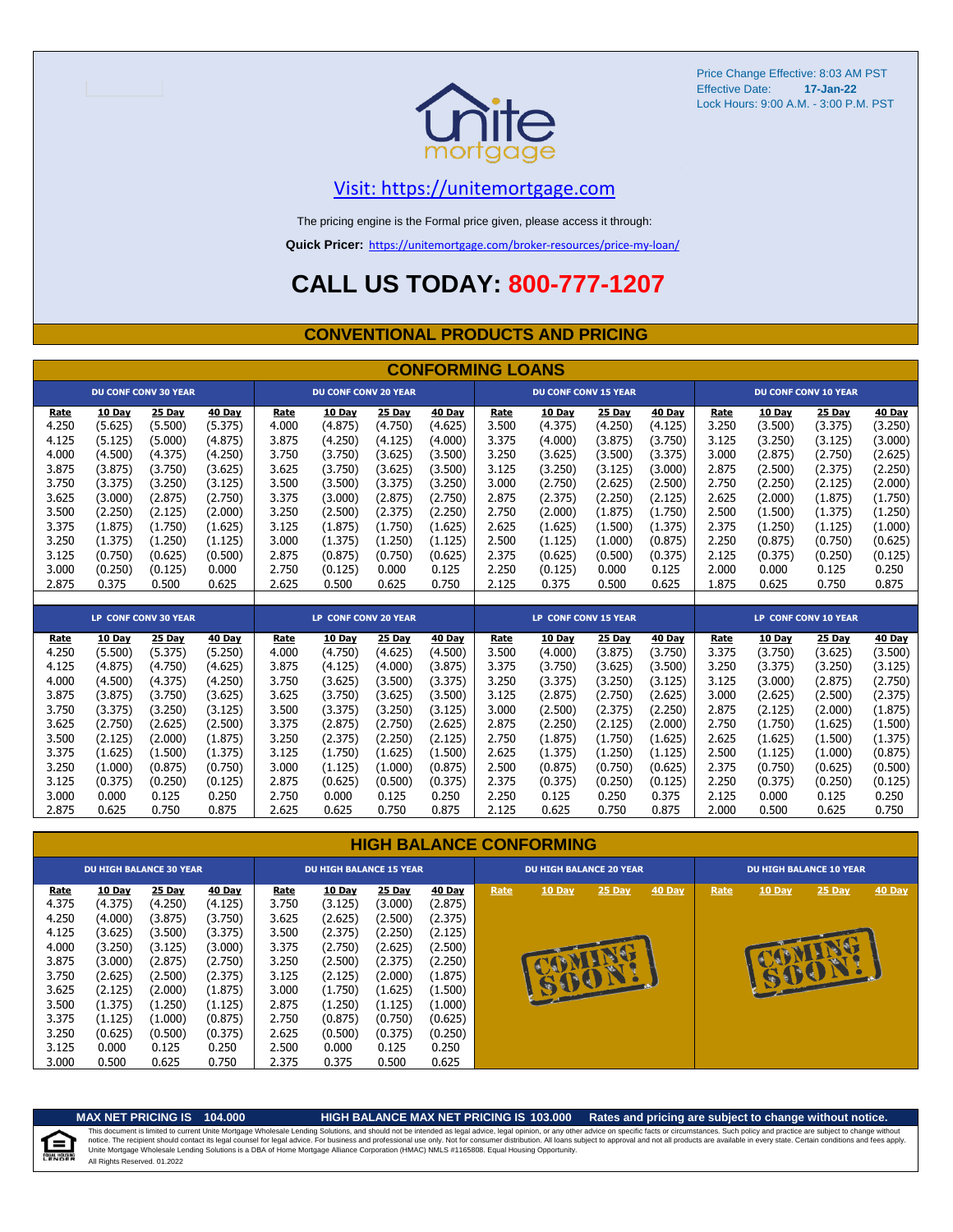Price Change Effective: 8:03 AM PST
Effective Date: **17-Jan-22**
Lock Hours: 9:00 A.M. - 3:00 P.M. PST

Visit: https://unitemortgage.com

The pricing engine is the Formal price given, please access it through:

**Quick Pricer:** https://unitemortgage.com/broker-resources/price-my-loan/

# CALL US TODAY: 800-777-1207

## CONVENTIONAL PRODUCTS AND PRICING

### CONFORMING LOANS

| DU CONF CONV 30 YEAR | | | | DU CONF CONV 20 YEAR | | | | DU CONF CONV 15 YEAR | | | | DU CONF CONV 10 YEAR | | | |
|---|---|---|---|---|---|---|---|---|---|---|---|---|---|---|---|
| Rate | 10 Day | 25 Day | 40 Day | Rate | 10 Day | 25 Day | 40 Day | Rate | 10 Day | 25 Day | 40 Day | Rate | 10 Day | 25 Day | 40 Day |
| 4.250 | (5.625) | (5.500) | (5.375) | 4.000 | (4.875) | (4.750) | (4.625) | 3.500 | (4.375) | (4.250) | (4.125) | 3.250 | (3.500) | (3.375) | (3.250) |
| 4.125 | (5.125) | (5.000) | (4.875) | 3.875 | (4.250) | (4.125) | (4.000) | 3.375 | (4.000) | (3.875) | (3.750) | 3.125 | (3.250) | (3.125) | (3.000) |
| 4.000 | (4.500) | (4.375) | (4.250) | 3.750 | (3.750) | (3.625) | (3.500) | 3.250 | (3.625) | (3.500) | (3.375) | 3.000 | (2.875) | (2.750) | (2.625) |
| 3.875 | (3.875) | (3.750) | (3.625) | 3.625 | (3.750) | (3.625) | (3.500) | 3.125 | (3.250) | (3.125) | (3.000) | 2.875 | (2.500) | (2.375) | (2.250) |
| 3.750 | (3.375) | (3.250) | (3.125) | 3.500 | (3.500) | (3.375) | (3.250) | 3.000 | (2.750) | (2.625) | (2.500) | 2.750 | (2.250) | (2.125) | (2.000) |
| 3.625 | (3.000) | (2.875) | (2.750) | 3.375 | (3.000) | (2.875) | (2.750) | 2.875 | (2.375) | (2.250) | (2.125) | 2.625 | (2.000) | (1.875) | (1.750) |
| 3.500 | (2.250) | (2.125) | (2.000) | 3.250 | (2.500) | (2.375) | (2.250) | 2.750 | (2.000) | (1.875) | (1.750) | 2.500 | (1.500) | (1.375) | (1.250) |
| 3.375 | (1.875) | (1.750) | (1.625) | 3.125 | (1.875) | (1.750) | (1.625) | 2.625 | (1.625) | (1.500) | (1.375) | 2.375 | (1.250) | (1.125) | (1.000) |
| 3.250 | (1.375) | (1.250) | (1.125) | 3.000 | (1.375) | (1.250) | (1.125) | 2.500 | (1.125) | (1.000) | (0.875) | 2.250 | (0.875) | (0.750) | (0.625) |
| 3.125 | (0.750) | (0.625) | (0.500) | 2.875 | (0.875) | (0.750) | (0.625) | 2.375 | (0.625) | (0.500) | (0.375) | 2.125 | (0.375) | (0.250) | (0.125) |
| 3.000 | (0.250) | (0.125) | 0.000 | 2.750 | (0.125) | 0.000 | 0.125 | 2.250 | (0.125) | 0.000 | 0.125 | 2.000 | 0.000 | 0.125 | 0.250 |
| 2.875 | 0.375 | 0.500 | 0.625 | 2.625 | 0.500 | 0.625 | 0.750 | 2.125 | 0.375 | 0.500 | 0.625 | 1.875 | 0.625 | 0.750 | 0.875 |

| LP CONF CONV 30 YEAR | | | | LP CONF CONV 20 YEAR | | | | LP CONF CONV 15 YEAR | | | | LP CONF CONV 10 YEAR | | | |
|---|---|---|---|---|---|---|---|---|---|---|---|---|---|---|---|
| Rate | 10 Day | 25 Day | 40 Day | Rate | 10 Day | 25 Day | 40 Day | Rate | 10 Day | 25 Day | 40 Day | Rate | 10 Day | 25 Day | 40 Day |
| 4.250 | (5.500) | (5.375) | (5.250) | 4.000 | (4.750) | (4.625) | (4.500) | 3.500 | (4.000) | (3.875) | (3.750) | 3.375 | (3.750) | (3.625) | (3.500) |
| 4.125 | (4.875) | (4.750) | (4.625) | 3.875 | (4.125) | (4.000) | (3.875) | 3.375 | (3.750) | (3.625) | (3.500) | 3.250 | (3.375) | (3.250) | (3.125) |
| 4.000 | (4.500) | (4.375) | (4.250) | 3.750 | (3.625) | (3.500) | (3.375) | 3.250 | (3.375) | (3.250) | (3.125) | 3.125 | (3.000) | (2.875) | (2.750) |
| 3.875 | (3.875) | (3.750) | (3.625) | 3.625 | (3.750) | (3.625) | (3.500) | 3.125 | (2.875) | (2.750) | (2.625) | 3.000 | (2.625) | (2.500) | (2.375) |
| 3.750 | (3.375) | (3.250) | (3.125) | 3.500 | (3.375) | (3.250) | (3.125) | 3.000 | (2.500) | (2.375) | (2.250) | 2.875 | (2.125) | (2.000) | (1.875) |
| 3.625 | (2.750) | (2.625) | (2.500) | 3.375 | (2.875) | (2.750) | (2.625) | 2.875 | (2.250) | (2.125) | (2.000) | 2.750 | (1.750) | (1.625) | (1.500) |
| 3.500 | (2.125) | (2.000) | (1.875) | 3.250 | (2.375) | (2.250) | (2.125) | 2.750 | (1.875) | (1.750) | (1.625) | 2.625 | (1.625) | (1.500) | (1.375) |
| 3.375 | (1.625) | (1.500) | (1.375) | 3.125 | (1.750) | (1.625) | (1.500) | 2.625 | (1.375) | (1.250) | (1.125) | 2.500 | (1.125) | (1.000) | (0.875) |
| 3.250 | (1.000) | (0.875) | (0.750) | 3.000 | (1.125) | (1.000) | (0.875) | 2.500 | (0.875) | (0.750) | (0.625) | 2.375 | (0.750) | (0.625) | (0.500) |
| 3.125 | (0.375) | (0.250) | (0.125) | 2.875 | (0.625) | (0.500) | (0.375) | 2.375 | (0.375) | (0.250) | (0.125) | 2.250 | (0.375) | (0.250) | (0.125) |
| 3.000 | 0.000 | 0.125 | 0.250 | 2.750 | 0.000 | 0.125 | 0.250 | 2.250 | 0.125 | 0.250 | 0.375 | 2.125 | 0.000 | 0.125 | 0.250 |
| 2.875 | 0.625 | 0.750 | 0.875 | 2.625 | 0.625 | 0.750 | 0.875 | 2.125 | 0.625 | 0.750 | 0.875 | 2.000 | 0.500 | 0.625 | 0.750 |

### HIGH BALANCE CONFORMING

| DU HIGH BALANCE 30 YEAR | | | | DU HIGH BALANCE 15 YEAR | | | | DU HIGH BALANCE 20 YEAR | | | | DU HIGH BALANCE 10 YEAR | | | |
|---|---|---|---|---|---|---|---|---|---|---|---|---|---|---|---|
| Rate | 10 Day | 25 Day | 40 Day | Rate | 10 Day | 25 Day | 40 Day | Rate | 10 Day | 25 Day | 40 Day | Rate | 10 Day | 25 Day | 40 Day |
| 4.375 | (4.375) | (4.250) | (4.125) | 3.750 | (3.125) | (3.000) | (2.875) | COMING SOON! | | | | COMING SOON! | | | |
| 4.250 | (4.000) | (3.875) | (3.750) | 3.625 | (2.625) | (2.500) | (2.375) | | | | | | | | |
| 4.125 | (3.625) | (3.500) | (3.375) | 3.500 | (2.375) | (2.250) | (2.125) | | | | | | | | |
| 4.000 | (3.250) | (3.125) | (3.000) | 3.375 | (2.750) | (2.625) | (2.500) | | | | | | | | |
| 3.875 | (3.000) | (2.875) | (2.750) | 3.250 | (2.500) | (2.375) | (2.250) | | | | | | | | |
| 3.750 | (2.625) | (2.500) | (2.375) | 3.125 | (2.125) | (2.000) | (1.875) | | | | | | | | |
| 3.625 | (2.125) | (2.000) | (1.875) | 3.000 | (1.750) | (1.625) | (1.500) | | | | | | | | |
| 3.500 | (1.375) | (1.250) | (1.125) | 2.875 | (1.250) | (1.125) | (1.000) | | | | | | | | |
| 3.375 | (1.125) | (1.000) | (0.875) | 2.750 | (0.875) | (0.750) | (0.625) | | | | | | | | |
| 3.250 | (0.625) | (0.500) | (0.375) | 2.625 | (0.500) | (0.375) | (0.250) | | | | | | | | |
| 3.125 | 0.000 | 0.125 | 0.250 | 2.500 | 0.000 | 0.125 | 0.250 | | | | | | | | |
| 3.000 | 0.500 | 0.625 | 0.750 | 2.375 | 0.375 | 0.500 | 0.625 | | | | | | | | |

**MAX NET PRICING IS 104.000** **HIGH BALANCE MAX NET PRICING IS 103.000** **Rates and pricing are subject to change without notice.**

This document is limited to current Unite Mortgage Wholesale Lending Solutions, and should not be intended as legal advice, legal opinion, or any other advice on specific facts or circumstances. Such policy and practice are subject to change without notice. The recipient should contact its legal counsel for legal advice. For business and professional use only. Not for consumer distribution. All loans subject to approval and not all products are available in every state. Certain conditions and fees apply. Unite Mortgage Wholesale Lending Solutions is a DBA of Home Mortgage Alliance Corporation (HMAC) NMLS #1165808. Equal Housing Opportunity.
All Rights Reserved. 01.2022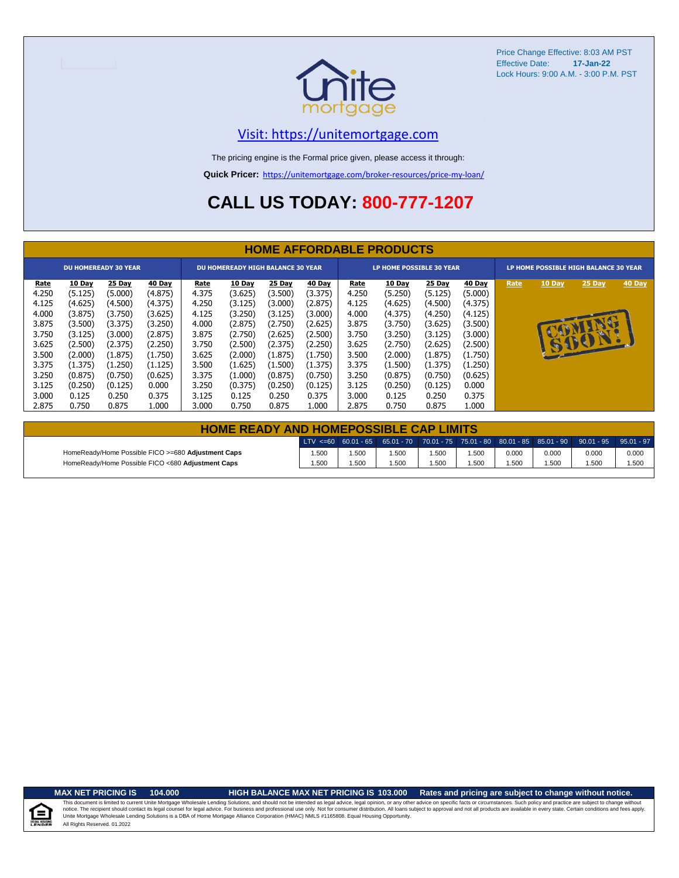Price Change Effective: 8:03 AM PST
Effective Date: **17-Jan-22**
Lock Hours: 9:00 A.M. - 3:00 P.M. PST

unite mortgage

[Visit: https://unitemortgage.com](https://unitemortgage.com)

The pricing engine is the Formal price given, please access it through:

**Quick Pricer:** [https://unitemortgage.com/broker-resources/price-my-loan/](https://unitemortgage.com/broker-resources/price-my-loan/)

# CALL US TODAY: 800-777-1207

## HOME AFFORDABLE PRODUCTS

| DU HOMEREADY 30 YEAR | | | | DU HOMEREADY HIGH BALANCE 30 YEAR | | | | LP HOME POSSIBLE 30 YEAR | | | | LP HOME POSSIBLE HIGH BALANCE 30 YEAR | | | |
|---|---|---|---|---|---|---|---|---|---|---|---|---|---|---|---|
| Rate | 10 Day | 25 Day | 40 Day | Rate | 10 Day | 25 Day | 40 Day | Rate | 10 Day | 25 Day | 40 Day | Rate | 10 Day | 25 Day | 40 Day |
| 4.250 | (5.125) | (5.000) | (4.875) | 4.375 | (3.625) | (3.500) | (3.375) | 4.250 | (5.250) | (5.125) | (5.000) | | | | |
| 4.125 | (4.625) | (4.500) | (4.375) | 4.250 | (3.125) | (3.000) | (2.875) | 4.125 | (4.625) | (4.500) | (4.375) | | | | |
| 4.000 | (3.875) | (3.750) | (3.625) | 4.125 | (3.250) | (3.125) | (3.000) | 4.000 | (4.375) | (4.250) | (4.125) | | | | |
| 3.875 | (3.500) | (3.375) | (3.250) | 4.000 | (2.875) | (2.750) | (2.625) | 3.875 | (3.750) | (3.625) | (3.500) | | COMING SOON! | | |
| 3.750 | (3.125) | (3.000) | (2.875) | 3.875 | (2.750) | (2.625) | (2.500) | 3.750 | (3.250) | (3.125) | (3.000) | | | | |
| 3.625 | (2.500) | (2.375) | (2.250) | 3.750 | (2.500) | (2.375) | (2.250) | 3.625 | (2.750) | (2.625) | (2.500) | | | | |
| 3.500 | (2.000) | (1.875) | (1.750) | 3.625 | (2.000) | (1.875) | (1.750) | 3.500 | (2.000) | (1.875) | (1.750) | | | | |
| 3.375 | (1.375) | (1.250) | (1.125) | 3.500 | (1.625) | (1.500) | (1.375) | 3.375 | (1.500) | (1.375) | (1.250) | | | | |
| 3.250 | (0.875) | (0.750) | (0.625) | 3.375 | (1.000) | (0.875) | (0.750) | 3.250 | (0.875) | (0.750) | (0.625) | | | | |
| 3.125 | (0.250) | (0.125) | 0.000 | 3.250 | (0.375) | (0.250) | (0.125) | 3.125 | (0.250) | (0.125) | 0.000 | | | | |
| 3.000 | 0.125 | 0.250 | 0.375 | 3.125 | 0.125 | 0.250 | 0.375 | 3.000 | 0.125 | 0.250 | 0.375 | | | | |
| 2.875 | 0.750 | 0.875 | 1.000 | 3.000 | 0.750 | 0.875 | 1.000 | 2.875 | 0.750 | 0.875 | 1.000 | | | | |

## HOME READY AND HOMEPOSSIBLE CAP LIMITS

| | LTV <=60 | 60.01 - 65 | 65.01 - 70 | 70.01 - 75 | 75.01 - 80 | 80.01 - 85 | 85.01 - 90 | 90.01 - 95 | 95.01 - 97 |
|---|---|---|---|---|---|---|---|---|---|
| HomeReady/Home Possible FICO >=680 **Adjustment Caps** | 1.500 | 1.500 | 1.500 | 1.500 | 1.500 | 0.000 | 0.000 | 0.000 | 0.000 |
| HomeReady/Home Possible FICO <680 **Adjustment Caps** | 1.500 | 1.500 | 1.500 | 1.500 | 1.500 | 1.500 | 1.500 | 1.500 | 1.500 |

**MAX NET PRICING IS 104.000** **HIGH BALANCE MAX NET PRICING IS 103.000** **Rates and pricing are subject to change without notice.**

This document is limited to current Unite Mortgage Wholesale Lending Solutions, and should not be intended as legal advice, legal opinion, or any other advice on specific facts or circumstances. Such policy and practice are subject to change without notice. The recipient should contact its legal counsel for legal advice. For business and professional use only. Not for consumer distribution. All loans subject to approval and not all products are available in every state. Certain conditions and fees apply. Unite Mortgage Wholesale Lending Solutions is a DBA of Home Mortgage Alliance Corporation (HMAC) NMLS #1165808. Equal Housing Opportunity.
All Rights Reserved. 01.2022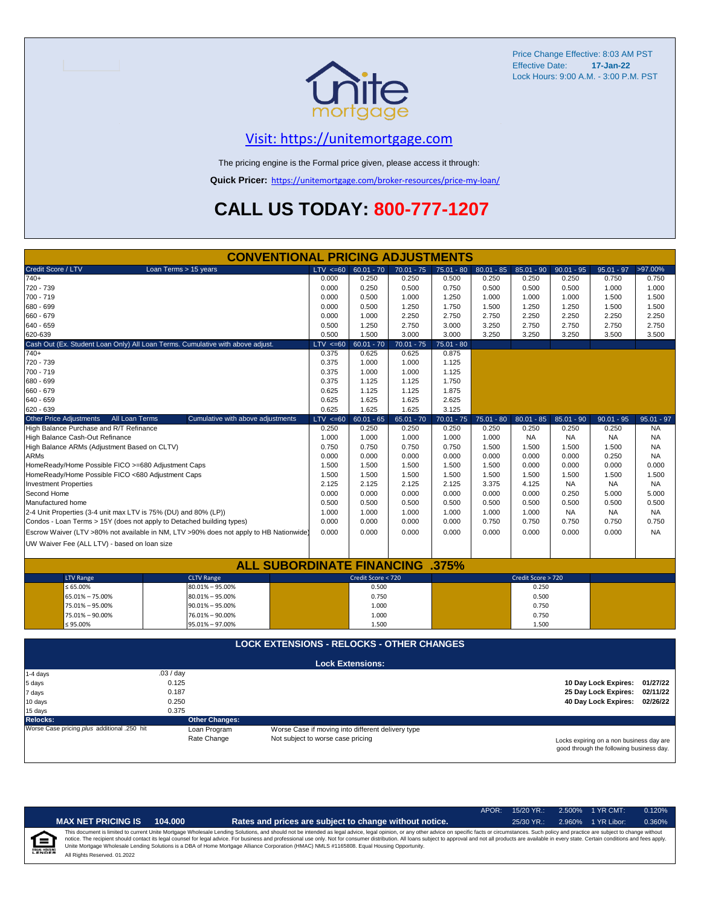Price Change Effective: 8:03 AM PST
Effective Date: **17-Jan-22**
Lock Hours: 9:00 A.M. - 3:00 P.M. PST

unite mortgage

## Visit: https://unitemortgage.com

The pricing engine is the Formal price given, please access it through:

**Quick Pricer:** https://unitemortgage.com/broker-resources/price-my-loan/

# CALL US TODAY: 800-777-1207

## CONVENTIONAL PRICING ADJUSTMENTS

| Credit Score / LTV — Loan Terms > 15 years | LTV <=60 | 60.01 - 70 | 70.01 - 75 | 75.01 - 80 | 80.01 - 85 | 85.01 - 90 | 90.01 - 95 | 95.01 - 97 | >97.00% |
|---|---|---|---|---|---|---|---|---|---|
| 740+ | 0.000 | 0.250 | 0.250 | 0.500 | 0.250 | 0.250 | 0.250 | 0.750 | 0.750 |
| 720 - 739 | 0.000 | 0.250 | 0.500 | 0.750 | 0.500 | 0.500 | 0.500 | 1.000 | 1.000 |
| 700 - 719 | 0.000 | 0.500 | 1.000 | 1.250 | 1.000 | 1.000 | 1.000 | 1.500 | 1.500 |
| 680 - 699 | 0.000 | 0.500 | 1.250 | 1.750 | 1.500 | 1.250 | 1.250 | 1.500 | 1.500 |
| 660 - 679 | 0.000 | 1.000 | 2.250 | 2.750 | 2.750 | 2.250 | 2.250 | 2.250 | 2.250 |
| 640 - 659 | 0.500 | 1.250 | 2.750 | 3.000 | 3.250 | 2.750 | 2.750 | 2.750 | 2.750 |
| 620-639 | 0.500 | 1.500 | 3.000 | 3.000 | 3.250 | 3.250 | 3.250 | 3.500 | 3.500 |

| Cash Out (Ex. Student Loan Only) All Loan Terms. Cumulative with above adjust. | LTV <=60 | 60.01 - 70 | 70.01 - 75 | 75.01 - 80 |
|---|---|---|---|---|
| 740+ | 0.375 | 0.625 | 0.625 | 0.875 |
| 720 - 739 | 0.375 | 1.000 | 1.000 | 1.125 |
| 700 - 719 | 0.375 | 1.000 | 1.000 | 1.125 |
| 680 - 699 | 0.375 | 1.125 | 1.125 | 1.750 |
| 660 - 679 | 0.625 | 1.125 | 1.125 | 1.875 |
| 640 - 659 | 0.625 | 1.625 | 1.625 | 2.625 |
| 620 - 639 | 0.625 | 1.625 | 1.625 | 3.125 |

| Other Price Adjustments — All Loan Terms — Cumulative with above adjustments | LTV <=60 | 60.01 - 65 | 65.01 - 70 | 70.01 - 75 | 75.01 - 80 | 80.01 - 85 | 85.01 - 90 | 90.01 - 95 | 95.01 - 97 |
|---|---|---|---|---|---|---|---|---|---|
| High Balance Purchase and R/T Refinance | 0.250 | 0.250 | 0.250 | 0.250 | 0.250 | 0.250 | 0.250 | 0.250 | NA |
| High Balance Cash-Out Refinance | 1.000 | 1.000 | 1.000 | 1.000 | 1.000 | NA | NA | NA | NA |
| High Balance ARMs (Adjustment Based on CLTV) | 0.750 | 0.750 | 0.750 | 0.750 | 1.500 | 1.500 | 1.500 | 1.500 | NA |
| ARMs | 0.000 | 0.000 | 0.000 | 0.000 | 0.000 | 0.000 | 0.000 | 0.250 | NA |
| HomeReady/Home Possible FICO >=680 Adjustment Caps | 1.500 | 1.500 | 1.500 | 1.500 | 1.500 | 0.000 | 0.000 | 0.000 | 0.000 |
| HomeReady/Home Possible FICO <680 Adjustment Caps | 1.500 | 1.500 | 1.500 | 1.500 | 1.500 | 1.500 | 1.500 | 1.500 | 1.500 |
| Investment Properties | 2.125 | 2.125 | 2.125 | 2.125 | 3.375 | 4.125 | NA | NA | NA |
| Second Home | 0.000 | 0.000 | 0.000 | 0.000 | 0.000 | 0.000 | 0.250 | 5.000 | 5.000 |
| Manufactured home | 0.500 | 0.500 | 0.500 | 0.500 | 0.500 | 0.500 | 0.500 | 0.500 | 0.500 |
| 2-4 Unit Properties (3-4 unit max LTV is 75% (DU) and 80% (LP)) | 1.000 | 1.000 | 1.000 | 1.000 | 1.000 | 1.000 | NA | NA | NA |
| Condos - Loan Terms > 15Y (does not apply to Detached building types) | 0.000 | 0.000 | 0.000 | 0.000 | 0.750 | 0.750 | 0.750 | 0.750 | 0.750 |
| Escrow Waiver (LTV >80% not available in NM, LTV >90% does not apply to HB Nationwide) | 0.000 | 0.000 | 0.000 | 0.000 | 0.000 | 0.000 | 0.000 | 0.000 | NA |
| UW Waiver Fee (ALL LTV) - based on loan size | | | | | | | | | |

## ALL SUBORDINATE FINANCING .375%

| LTV Range | CLTV Range | Credit Score < 720 | Credit Score > 720 |
|---|---|---|---|
| ≤ 65.00% | 80.01% – 95.00% | 0.500 | 0.250 |
| 65.01% – 75.00% | 80.01% – 95.00% | 0.750 | 0.500 |
| 75.01% – 95.00% | 90.01% – 95.00% | 1.000 | 0.750 |
| 75.01% – 90.00% | 76.01% – 90.00% | 1.000 | 0.750 |
| ≤ 95.00% | 95.01% – 97.00% | 1.500 | 1.500 |

## LOCK EXTENSIONS - RELOCKS - OTHER CHANGES

### Lock Extensions:

| | |
|---|---|
| 1-4 days | .03 / day |
| 5 days | 0.125 |
| 7 days | 0.187 |
| 10 days | 0.250 |
| 15 days | 0.375 |

| | |
|---|---|
| 10 Day Lock Expires: | 01/27/22 |
| 25 Day Lock Expires: | 02/11/22 |
| 40 Day Lock Expires: | 02/26/22 |

**Relocks:**

Worse Case pricing *plus* additional .250 hit

**Other Changes:**

| | |
|---|---|
| Loan Program | Worse Case if moving into different delivery type |
| Rate Change | Not subject to worse case pricing |

Locks expiring on a non business day are good through the following business day.

| APOR: | 15/20 YR.: | 2.500% | 1 YR CMT: | 0.120% |
|---|---|---|---|---|
| | 25/30 YR.: | 2.960% | 1 YR Libor: | 0.360% |

**MAX NET PRICING IS 104.000** — **Rates and prices are subject to change without notice.**

This document is limited to current Unite Mortgage Wholesale Lending Solutions, and should not be intended as legal advice, legal opinion, or any other advice on specific facts or circumstances. Such policy and practice are subject to change without notice. The recipient should contact its legal counsel for legal advice. For business and professional use only. Not for consumer distribution. All loans subject to approval and not all products are available in every state. Certain conditions and fees apply. Unite Mortgage Wholesale Lending Solutions is a DBA of Home Mortgage Alliance Corporation (HMAC) NMLS #1165808. Equal Housing Opportunity.

All Rights Reserved. 01.2022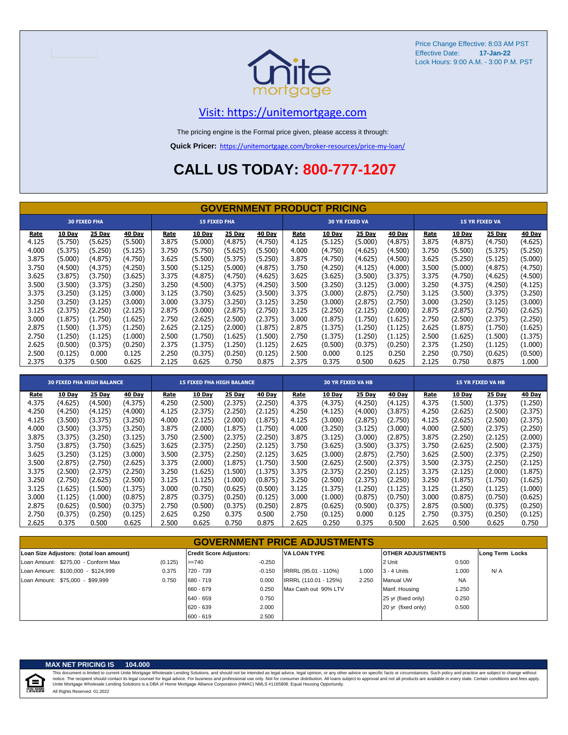Price Change Effective: 8:03 AM PST
Effective Date: **17-Jan-22**
Lock Hours: 9:00 A.M. - 3:00 P.M. PST

Visit: https://unitemortgage.com

The pricing engine is the Formal price given, please access it through:

**Quick Pricer:** https://unitemortgage.com/broker-resources/price-my-loan/

# CALL US TODAY: 800-777-1207

## GOVERNMENT PRODUCT PRICING

| 30 FIXED FHA | | | | 15 FIXED FHA | | | | 30 YR FIXED VA | | | | 15 YR FIXED VA | | | |
|---|---|---|---|---|---|---|---|---|---|---|---|---|---|---|---|
| Rate | 10 Day | 25 Day | 40 Day | Rate | 10 Day | 25 Day | 40 Day | Rate | 10 Day | 25 Day | 40 Day | Rate | 10 Day | 25 Day | 40 Day |
| 4.125 | (5.750) | (5.625) | (5.500) | 3.875 | (5.000) | (4.875) | (4.750) | 4.125 | (5.125) | (5.000) | (4.875) | 3.875 | (4.875) | (4.750) | (4.625) |
| 4.000 | (5.375) | (5.250) | (5.125) | 3.750 | (5.750) | (5.625) | (5.500) | 4.000 | (4.750) | (4.625) | (4.500) | 3.750 | (5.500) | (5.375) | (5.250) |
| 3.875 | (5.000) | (4.875) | (4.750) | 3.625 | (5.500) | (5.375) | (5.250) | 3.875 | (4.750) | (4.625) | (4.500) | 3.625 | (5.250) | (5.125) | (5.000) |
| 3.750 | (4.500) | (4.375) | (4.250) | 3.500 | (5.125) | (5.000) | (4.875) | 3.750 | (4.250) | (4.125) | (4.000) | 3.500 | (5.000) | (4.875) | (4.750) |
| 3.625 | (3.875) | (3.750) | (3.625) | 3.375 | (4.875) | (4.750) | (4.625) | 3.625 | (3.625) | (3.500) | (3.375) | 3.375 | (4.750) | (4.625) | (4.500) |
| 3.500 | (3.500) | (3.375) | (3.250) | 3.250 | (4.500) | (4.375) | (4.250) | 3.500 | (3.250) | (3.125) | (3.000) | 3.250 | (4.375) | (4.250) | (4.125) |
| 3.375 | (3.250) | (3.125) | (3.000) | 3.125 | (3.750) | (3.625) | (3.500) | 3.375 | (3.000) | (2.875) | (2.750) | 3.125 | (3.500) | (3.375) | (3.250) |
| 3.250 | (3.250) | (3.125) | (3.000) | 3.000 | (3.375) | (3.250) | (3.125) | 3.250 | (3.000) | (2.875) | (2.750) | 3.000 | (3.250) | (3.125) | (3.000) |
| 3.125 | (2.375) | (2.250) | (2.125) | 2.875 | (3.000) | (2.875) | (2.750) | 3.125 | (2.250) | (2.125) | (2.000) | 2.875 | (2.875) | (2.750) | (2.625) |
| 3.000 | (1.875) | (1.750) | (1.625) | 2.750 | (2.625) | (2.500) | (2.375) | 3.000 | (1.875) | (1.750) | (1.625) | 2.750 | (2.500) | (2.375) | (2.250) |
| 2.875 | (1.500) | (1.375) | (1.250) | 2.625 | (2.125) | (2.000) | (1.875) | 2.875 | (1.375) | (1.250) | (1.125) | 2.625 | (1.875) | (1.750) | (1.625) |
| 2.750 | (1.250) | (1.125) | (1.000) | 2.500 | (1.750) | (1.625) | (1.500) | 2.750 | (1.375) | (1.250) | (1.125) | 2.500 | (1.625) | (1.500) | (1.375) |
| 2.625 | (0.500) | (0.375) | (0.250) | 2.375 | (1.375) | (1.250) | (1.125) | 2.625 | (0.500) | (0.375) | (0.250) | 2.375 | (1.250) | (1.125) | (1.000) |
| 2.500 | (0.125) | 0.000 | 0.125 | 2.250 | (0.375) | (0.250) | (0.125) | 2.500 | 0.000 | 0.125 | 0.250 | 2.250 | (0.750) | (0.625) | (0.500) |
| 2.375 | 0.375 | 0.500 | 0.625 | 2.125 | 0.625 | 0.750 | 0.875 | 2.375 | 0.375 | 0.500 | 0.625 | 2.125 | 0.750 | 0.875 | 1.000 |

| 30 FIXED FHA HIGH BALANCE | | | | 15 FIXED FHA HIGH BALANCE | | | | 30 YR FIXED VA HB | | | | 15 YR FIXED VA HB | | | |
|---|---|---|---|---|---|---|---|---|---|---|---|---|---|---|---|
| Rate | 10 Day | 25 Day | 40 Day | Rate | 10 Day | 25 Day | 40 Day | Rate | 10 Day | 25 Day | 40 Day | Rate | 10 Day | 25 Day | 40 Day |
| 4.375 | (4.625) | (4.500) | (4.375) | 4.250 | (2.500) | (2.375) | (2.250) | 4.375 | (4.375) | (4.250) | (4.125) | 4.375 | (1.500) | (1.375) | (1.250) |
| 4.250 | (4.250) | (4.125) | (4.000) | 4.125 | (2.375) | (2.250) | (2.125) | 4.250 | (4.125) | (4.000) | (3.875) | 4.250 | (2.625) | (2.500) | (2.375) |
| 4.125 | (3.500) | (3.375) | (3.250) | 4.000 | (2.125) | (2.000) | (1.875) | 4.125 | (3.000) | (2.875) | (2.750) | 4.125 | (2.625) | (2.500) | (2.375) |
| 4.000 | (3.500) | (3.375) | (3.250) | 3.875 | (2.000) | (1.875) | (1.750) | 4.000 | (3.250) | (3.125) | (3.000) | 4.000 | (2.500) | (2.375) | (2.250) |
| 3.875 | (3.375) | (3.250) | (3.125) | 3.750 | (2.500) | (2.375) | (2.250) | 3.875 | (3.125) | (3.000) | (2.875) | 3.875 | (2.250) | (2.125) | (2.000) |
| 3.750 | (3.875) | (3.750) | (3.625) | 3.625 | (2.375) | (2.250) | (2.125) | 3.750 | (3.625) | (3.500) | (3.375) | 3.750 | (2.625) | (2.500) | (2.375) |
| 3.625 | (3.250) | (3.125) | (3.000) | 3.500 | (2.375) | (2.250) | (2.125) | 3.625 | (3.000) | (2.875) | (2.750) | 3.625 | (2.500) | (2.375) | (2.250) |
| 3.500 | (2.875) | (2.750) | (2.625) | 3.375 | (2.000) | (1.875) | (1.750) | 3.500 | (2.625) | (2.500) | (2.375) | 3.500 | (2.375) | (2.250) | (2.125) |
| 3.375 | (2.500) | (2.375) | (2.250) | 3.250 | (1.625) | (1.500) | (1.375) | 3.375 | (2.375) | (2.250) | (2.125) | 3.375 | (2.125) | (2.000) | (1.875) |
| 3.250 | (2.750) | (2.625) | (2.500) | 3.125 | (1.125) | (1.000) | (0.875) | 3.250 | (2.500) | (2.375) | (2.250) | 3.250 | (1.875) | (1.750) | (1.625) |
| 3.125 | (1.625) | (1.500) | (1.375) | 3.000 | (0.750) | (0.625) | (0.500) | 3.125 | (1.375) | (1.250) | (1.125) | 3.125 | (1.250) | (1.125) | (1.000) |
| 3.000 | (1.125) | (1.000) | (0.875) | 2.875 | (0.375) | (0.250) | (0.125) | 3.000 | (1.000) | (0.875) | (0.750) | 3.000 | (0.875) | (0.750) | (0.625) |
| 2.875 | (0.625) | (0.500) | (0.375) | 2.750 | (0.500) | (0.375) | (0.250) | 2.875 | (0.625) | (0.500) | (0.375) | 2.875 | (0.500) | (0.375) | (0.250) |
| 2.750 | (0.375) | (0.250) | (0.125) | 2.625 | 0.250 | 0.375 | 0.500 | 2.750 | (0.125) | 0.000 | 0.125 | 2.750 | (0.375) | (0.250) | (0.125) |
| 2.625 | 0.375 | 0.500 | 0.625 | 2.500 | 0.625 | 0.750 | 0.875 | 2.625 | 0.250 | 0.375 | 0.500 | 2.625 | 0.500 | 0.625 | 0.750 |

## GOVERNMENT PRICE ADJUSTMENTS

| Loan Size Adjustors: (total loan amount) | | Credit Score Adjustors: | | VA LOAN TYPE | | OTHER ADJUSTMENTS | | Long Term Locks |
|---|---|---|---|---|---|---|---|---|
| Loan Amount: $275,00 - Conform Max | (0.125) | >=740 | -0.250 | | | 2 Unit | 0.500 | |
| Loan Amount: $100,000 - $124,999 | 0.375 | 720 - 739 | -0.150 | IRRRL (95.01 - 110%) | 1.000 | 3 - 4 Units | 1.000 | N/ A |
| Loan Amount: $75,000 - $99,999 | 0.750 | 680 - 719 | 0.000 | IRRRL (110.01 - 125%) | 2.250 | Manual UW | NA | |
| | | 660 - 679 | 0.250 | Max Cash out 90% LTV | | Manf. Housing | 1.250 | |
| | | 640 - 659 | 0.750 | | | 25 yr (fixed only) | 0.250 | |
| | | 620 - 639 | 2.000 | | | 20 yr (fixed only) | 0.500 | |
| | | 600 - 619 | 2.500 | | | | | |

**MAX NET PRICING IS 104.000**

This document is limited to current Unite Mortgage Wholesale Lending Solutions, and should not be intended as legal advice, legal opinion, or any other advice on specific facts or circumstances. Such policy and practice are subject to change without notice. The recipient should contact its legal counsel for legal advice. For business and professional use only. Not for consumer distribution. All loans subject to approval and not all products are available in every state. Certain conditions and fees apply. Unite Mortgage Wholesale Lending Solutions is a DBA of Home Mortgage Alliance Corporation (HMAC) NMLS #1165808. Equal Housing Opportunity.

All Rights Reserved. 01.2022